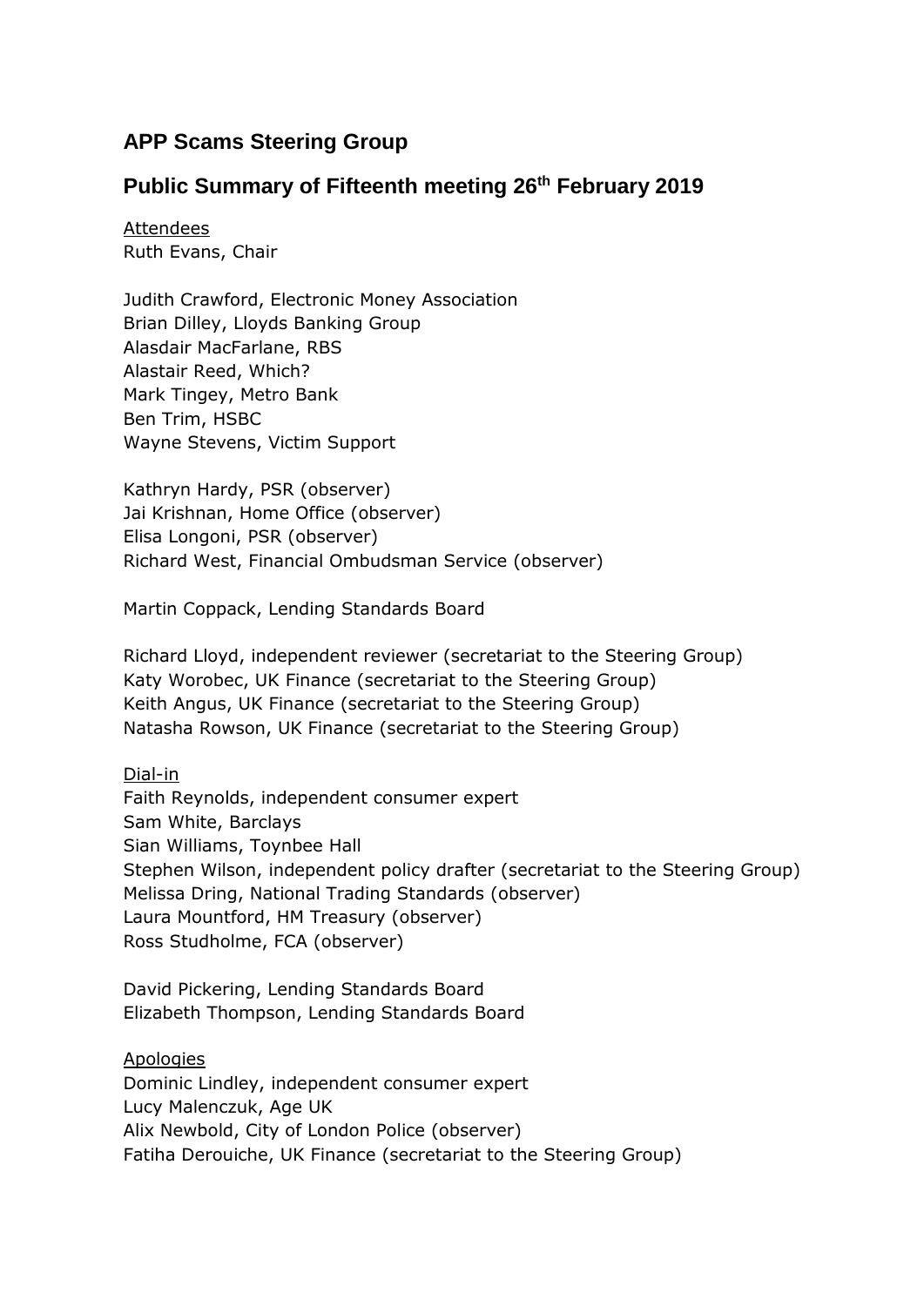## APP Scams Steering Group

## Public Summary of Fifteenth meeting 26th February 2019

Attendees

Ruth Evans, Chair

Judith Crawford, Electronic Money Association
Brian Dilley, Lloyds Banking Group
Alasdair MacFarlane, RBS
Alastair Reed, Which?
Mark Tingey, Metro Bank
Ben Trim, HSBC
Wayne Stevens, Victim Support

Kathryn Hardy, PSR (observer)
Jai Krishnan, Home Office (observer)
Elisa Longoni, PSR (observer)
Richard West, Financial Ombudsman Service (observer)

Martin Coppack, Lending Standards Board

Richard Lloyd, independent reviewer (secretariat to the Steering Group)
Katy Worobec, UK Finance (secretariat to the Steering Group)
Keith Angus, UK Finance (secretariat to the Steering Group)
Natasha Rowson, UK Finance (secretariat to the Steering Group)

Dial-in

Faith Reynolds, independent consumer expert
Sam White, Barclays
Sian Williams, Toynbee Hall
Stephen Wilson, independent policy drafter (secretariat to the Steering Group)
Melissa Dring, National Trading Standards (observer)
Laura Mountford, HM Treasury (observer)
Ross Studholme, FCA (observer)

David Pickering, Lending Standards Board
Elizabeth Thompson, Lending Standards Board

Apologies

Dominic Lindley, independent consumer expert
Lucy Malenczuk, Age UK
Alix Newbold, City of London Police (observer)
Fatiha Derouiche, UK Finance (secretariat to the Steering Group)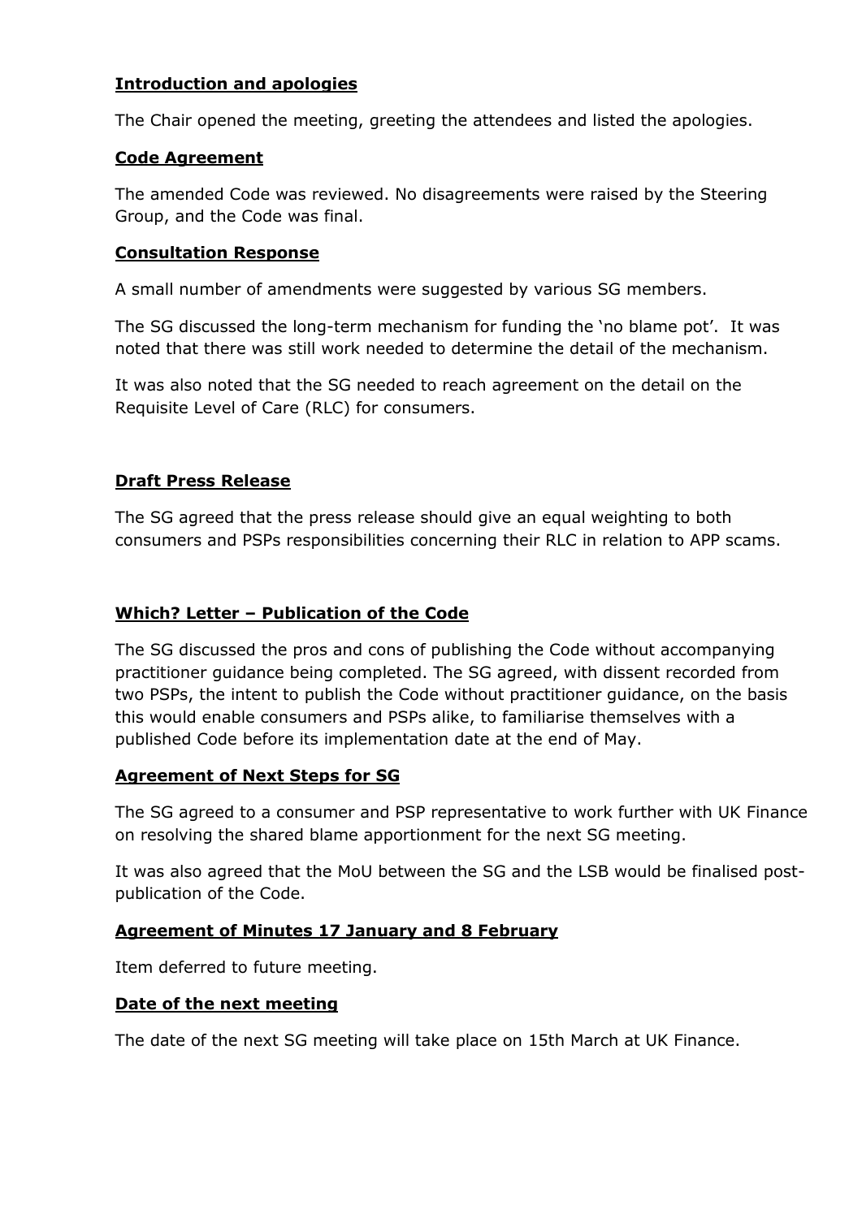**Introduction and apologies**

The Chair opened the meeting, greeting the attendees and listed the apologies.

**Code Agreement**

The amended Code was reviewed. No disagreements were raised by the Steering Group, and the Code was final.

**Consultation Response**

A small number of amendments were suggested by various SG members.

The SG discussed the long-term mechanism for funding the 'no blame pot'. It was noted that there was still work needed to determine the detail of the mechanism.

It was also noted that the SG needed to reach agreement on the detail on the Requisite Level of Care (RLC) for consumers.

**Draft Press Release**

The SG agreed that the press release should give an equal weighting to both consumers and PSPs responsibilities concerning their RLC in relation to APP scams.

**Which? Letter – Publication of the Code**

The SG discussed the pros and cons of publishing the Code without accompanying practitioner guidance being completed. The SG agreed, with dissent recorded from two PSPs, the intent to publish the Code without practitioner guidance, on the basis this would enable consumers and PSPs alike, to familiarise themselves with a published Code before its implementation date at the end of May.

**Agreement of Next Steps for SG**

The SG agreed to a consumer and PSP representative to work further with UK Finance on resolving the shared blame apportionment for the next SG meeting.

It was also agreed that the MoU between the SG and the LSB would be finalised post-publication of the Code.

**Agreement of Minutes 17 January and 8 February**

Item deferred to future meeting.

**Date of the next meeting**

The date of the next SG meeting will take place on 15th March at UK Finance.